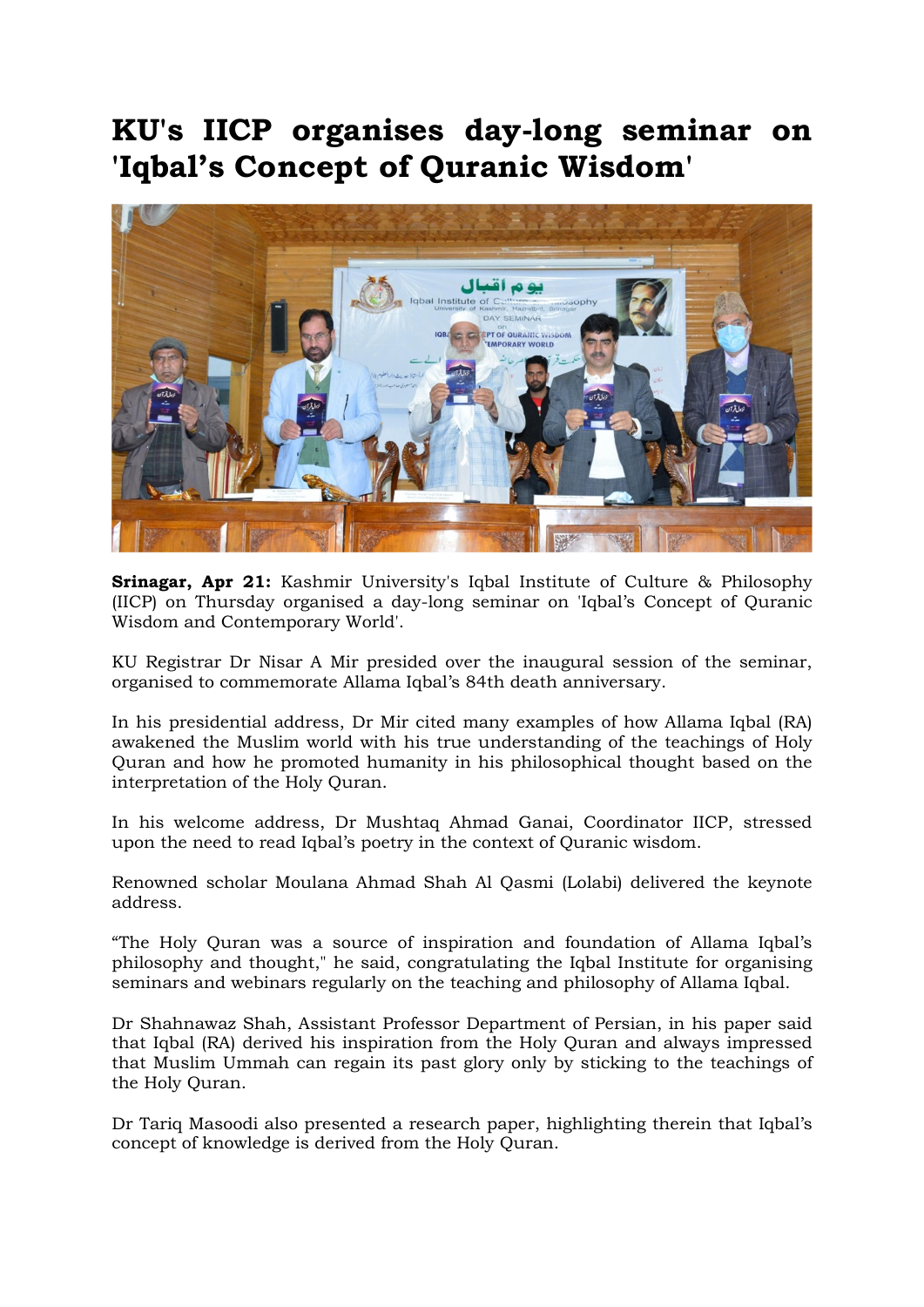# KU's IICP organises day-long seminar on 'Iqbal's Concept of Quranic Wisdom'

**Srinagar, Apr 21:** Kashmir University's Iqbal Institute of Culture & Philosophy (IICP) on Thursday organised a day-long seminar on 'Iqbal's Concept of Quranic Wisdom and Contemporary World'.

KU Registrar Dr Nisar A Mir presided over the inaugural session of the seminar, organised to commemorate Allama Iqbal's 84th death anniversary.

In his presidential address, Dr Mir cited many examples of how Allama Iqbal (RA) awakened the Muslim world with his true understanding of the teachings of Holy Quran and how he promoted humanity in his philosophical thought based on the interpretation of the Holy Quran.

In his welcome address, Dr Mushtaq Ahmad Ganai, Coordinator IICP, stressed upon the need to read Iqbal's poetry in the context of Quranic wisdom.

Renowned scholar Moulana Ahmad Shah Al Qasmi (Lolabi) delivered the keynote address.

"The Holy Quran was a source of inspiration and foundation of Allama Iqbal's philosophy and thought," he said, congratulating the Iqbal Institute for organising seminars and webinars regularly on the teaching and philosophy of Allama Iqbal.

Dr Shahnawaz Shah, Assistant Professor Department of Persian, in his paper said that Iqbal (RA) derived his inspiration from the Holy Quran and always impressed that Muslim Ummah can regain its past glory only by sticking to the teachings of the Holy Quran.

Dr Tariq Masoodi also presented a research paper, highlighting therein that Iqbal's concept of knowledge is derived from the Holy Quran.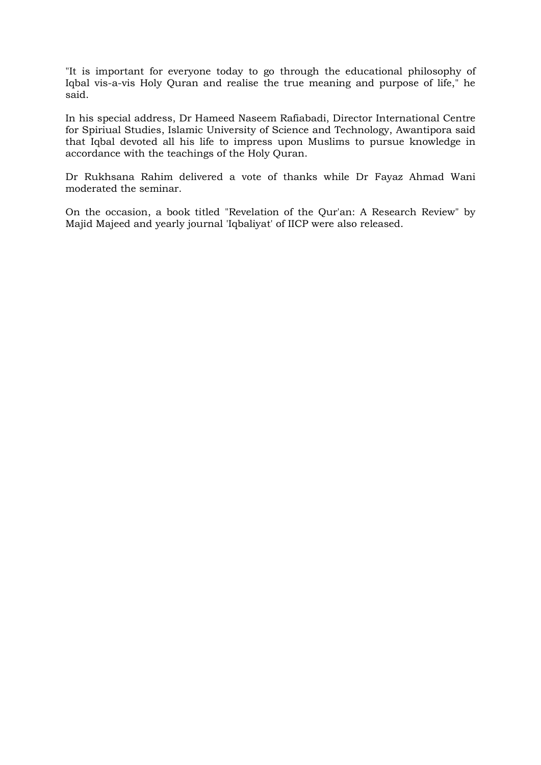"It is important for everyone today to go through the educational philosophy of Iqbal vis-a-vis Holy Quran and realise the true meaning and purpose of life," he said.

In his special address, Dr Hameed Naseem Rafiabadi, Director International Centre for Spiriual Studies, Islamic University of Science and Technology, Awantipora said that Iqbal devoted all his life to impress upon Muslims to pursue knowledge in accordance with the teachings of the Holy Quran.

Dr Rukhsana Rahim delivered a vote of thanks while Dr Fayaz Ahmad Wani moderated the seminar.

On the occasion, a book titled "Revelation of the Qur'an: A Research Review" by Majid Majeed and yearly journal 'Iqbaliyat' of IICP were also released.